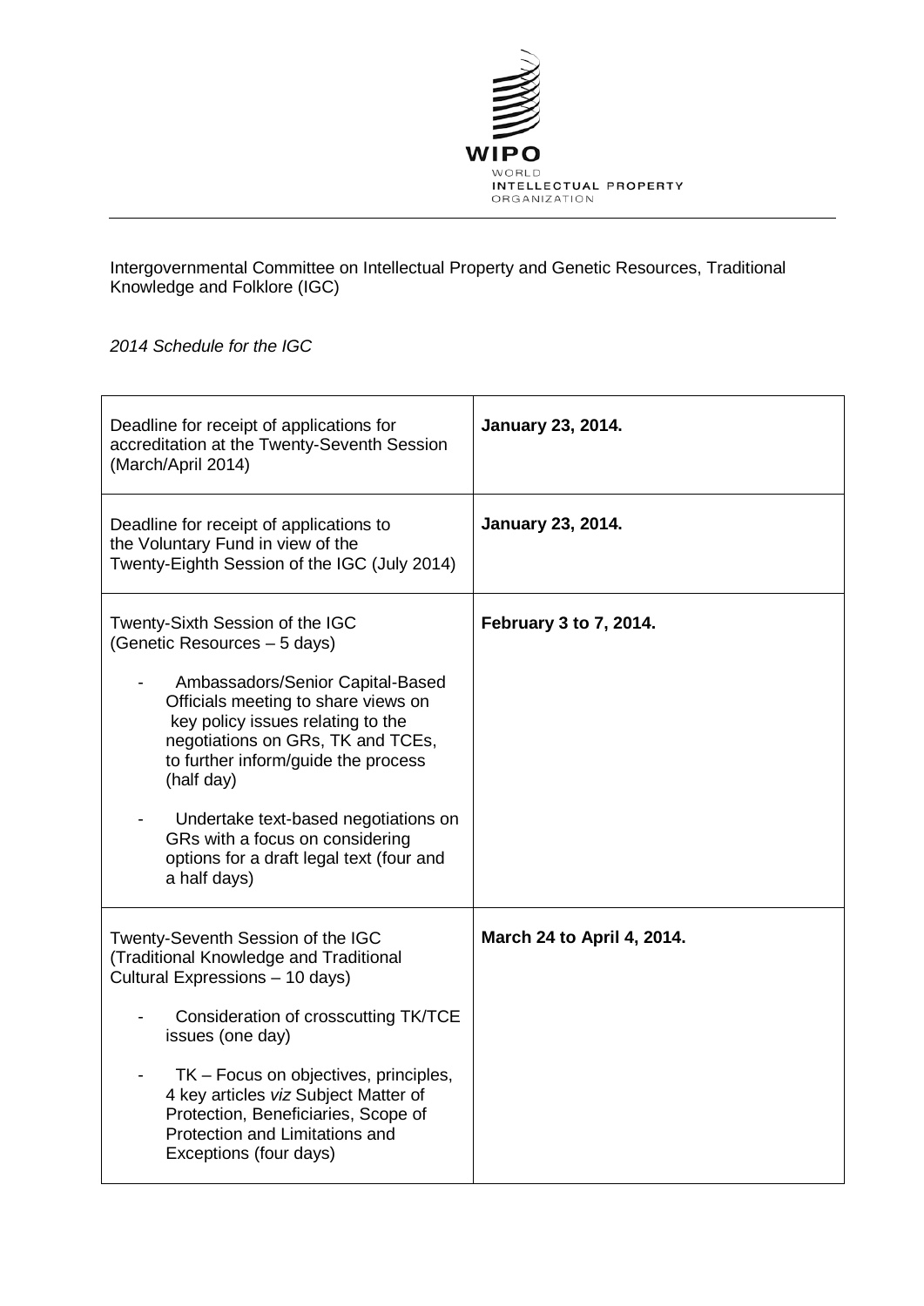Intergovernmental Committee on Intellectual Property and Genetic Resources, Traditional Knowledge and Folklore (IGC)

*2014 Schedule for the IGC*

| | |
|---|---|
| Deadline for receipt of applications for accreditation at the Twenty-Seventh Session (March/April 2014) | **January 23, 2014.** |
| Deadline for receipt of applications to the Voluntary Fund in view of the Twenty-Eighth Session of the IGC (July 2014) | **January 23, 2014.** |
| Twenty-Sixth Session of the IGC (Genetic Resources – 5 days)<br>- Ambassadors/Senior Capital-Based Officials meeting to share views on key policy issues relating to the negotiations on GRs, TK and TCEs, to further inform/guide the process (half day)<br>- Undertake text-based negotiations on GRs with a focus on considering options for a draft legal text (four and a half days) | **February 3 to 7, 2014.** |
| Twenty-Seventh Session of the IGC (Traditional Knowledge and Traditional Cultural Expressions – 10 days)<br>- Consideration of crosscutting TK/TCE issues (one day)<br>- TK – Focus on objectives, principles, 4 key articles *viz* Subject Matter of Protection, Beneficiaries, Scope of Protection and Limitations and Exceptions (four days) | **March 24 to April 4, 2014.** |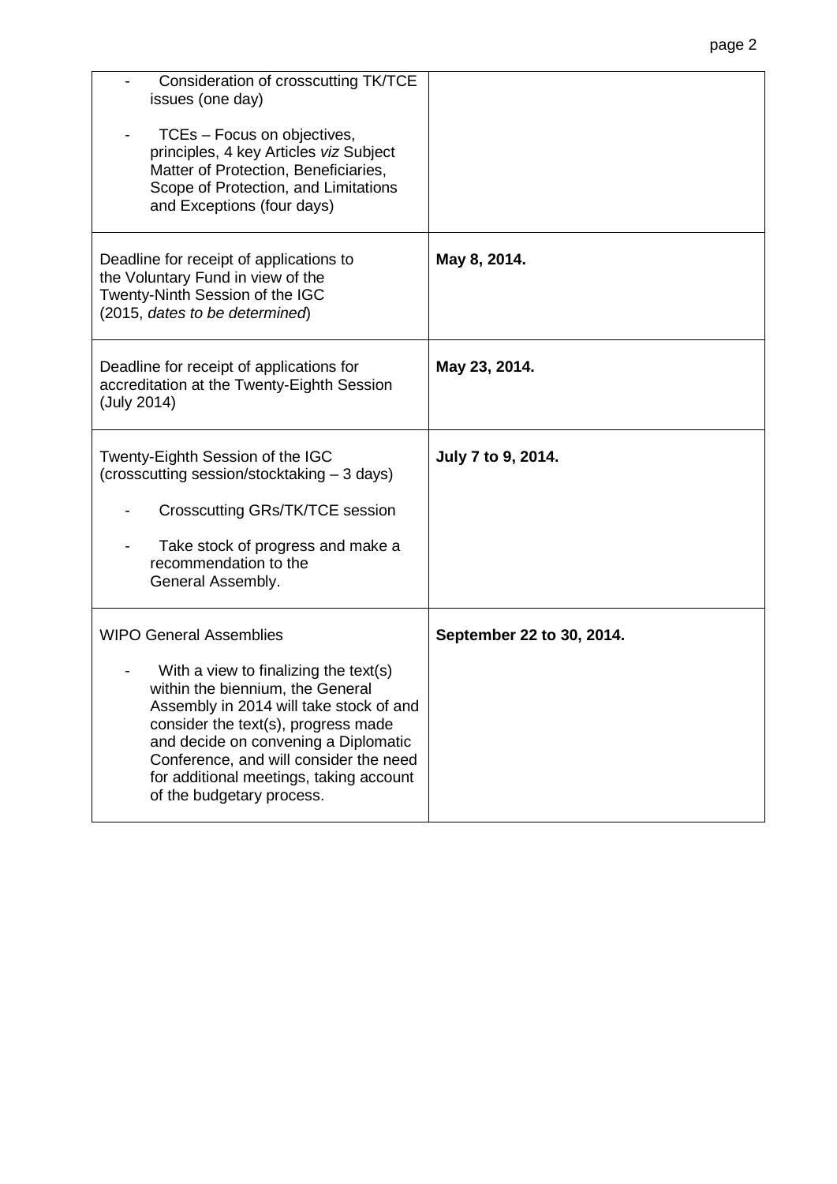| | |
|---|---|
| - Consideration of crosscutting TK/TCE issues (one day)<br><br>- TCEs – Focus on objectives, principles, 4 key Articles *viz* Subject Matter of Protection, Beneficiaries, Scope of Protection, and Limitations and Exceptions (four days) | |
| Deadline for receipt of applications to the Voluntary Fund in view of the Twenty-Ninth Session of the IGC (2015, *dates to be determined*) | **May 8, 2014.** |
| Deadline for receipt of applications for accreditation at the Twenty-Eighth Session (July 2014) | **May 23, 2014.** |
| Twenty-Eighth Session of the IGC (crosscutting session/stocktaking – 3 days)<br><br>- Crosscutting GRs/TK/TCE session<br><br>- Take stock of progress and make a recommendation to the General Assembly. | **July 7 to 9, 2014.** |
| WIPO General Assemblies<br><br>- With a view to finalizing the text(s) within the biennium, the General Assembly in 2014 will take stock of and consider the text(s), progress made and decide on convening a Diplomatic Conference, and will consider the need for additional meetings, taking account of the budgetary process. | **September 22 to 30, 2014.** |